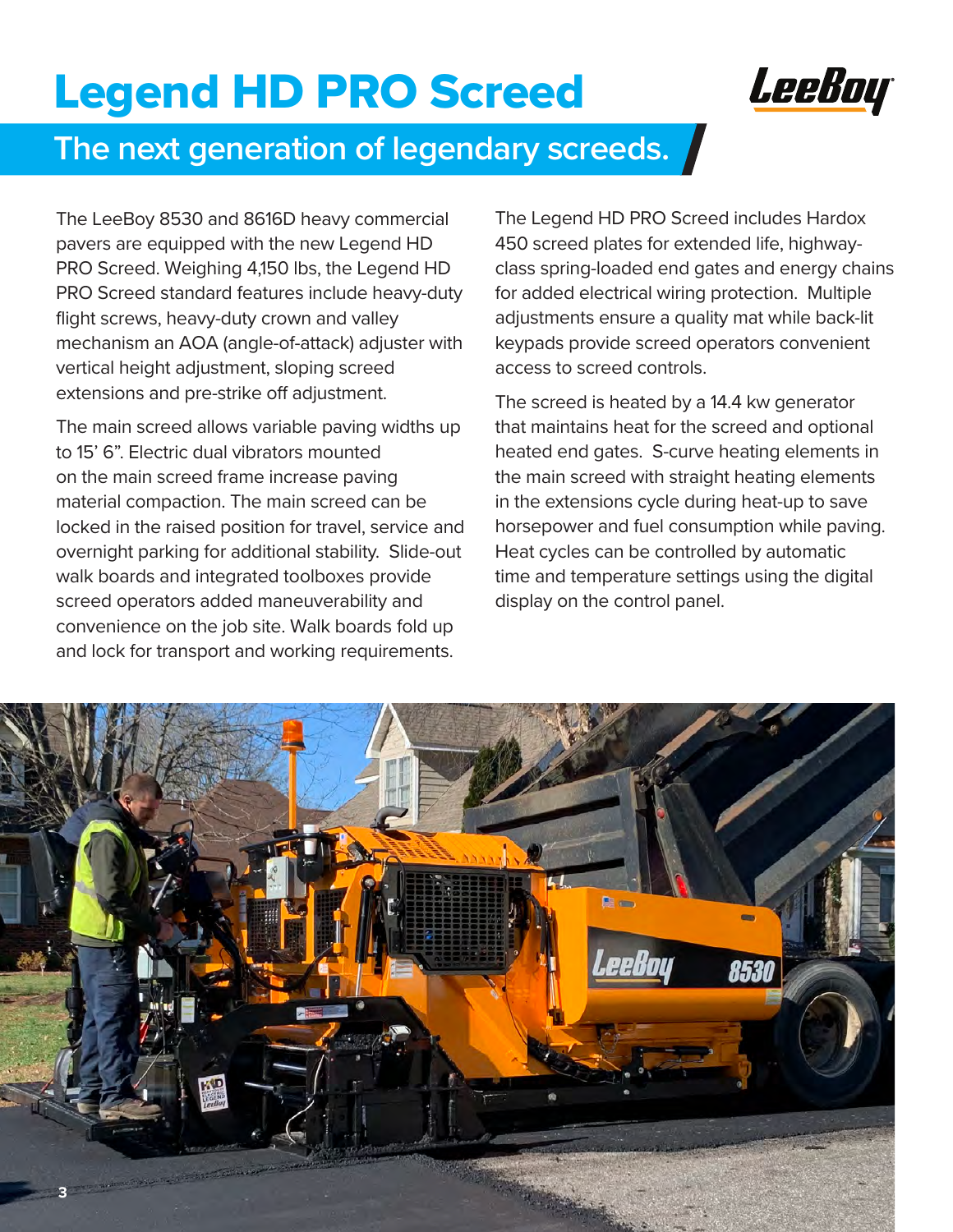# Legend HD PRO Screed

## The next generation of legendary screeds.

The LeeBoy 8530 and 8616D heavy commercial pavers are equipped with the new Legend HD PRO Screed. Weighing 4,150 lbs, the Legend HD PRO Screed standard features include heavy-duty flight screws, heavy-duty crown and valley mechanism an AOA (angle-of-attack) adjuster with vertical height adjustment, sloping screed extensions and pre-strike off adjustment.

The main screed allows variable paving widths up to 15' 6". Electric dual vibrators mounted on the main screed frame increase paving material compaction. The main screed can be locked in the raised position for travel, service and overnight parking for additional stability. Slide-out walk boards and integrated toolboxes provide screed operators added maneuverability and convenience on the job site. Walk boards fold up and lock for transport and working requirements.

The Legend HD PRO Screed includes Hardox 450 screed plates for extended life, highway-class spring-loaded end gates and energy chains for added electrical wiring protection. Multiple adjustments ensure a quality mat while back-lit keypads provide screed operators convenient access to screed controls.

The screed is heated by a 14.4 kw generator that maintains heat for the screed and optional heated end gates. S-curve heating elements in the main screed with straight heating elements in the extensions cycle during heat-up to save horsepower and fuel consumption while paving. Heat cycles can be controlled by automatic time and temperature settings using the digital display on the control panel.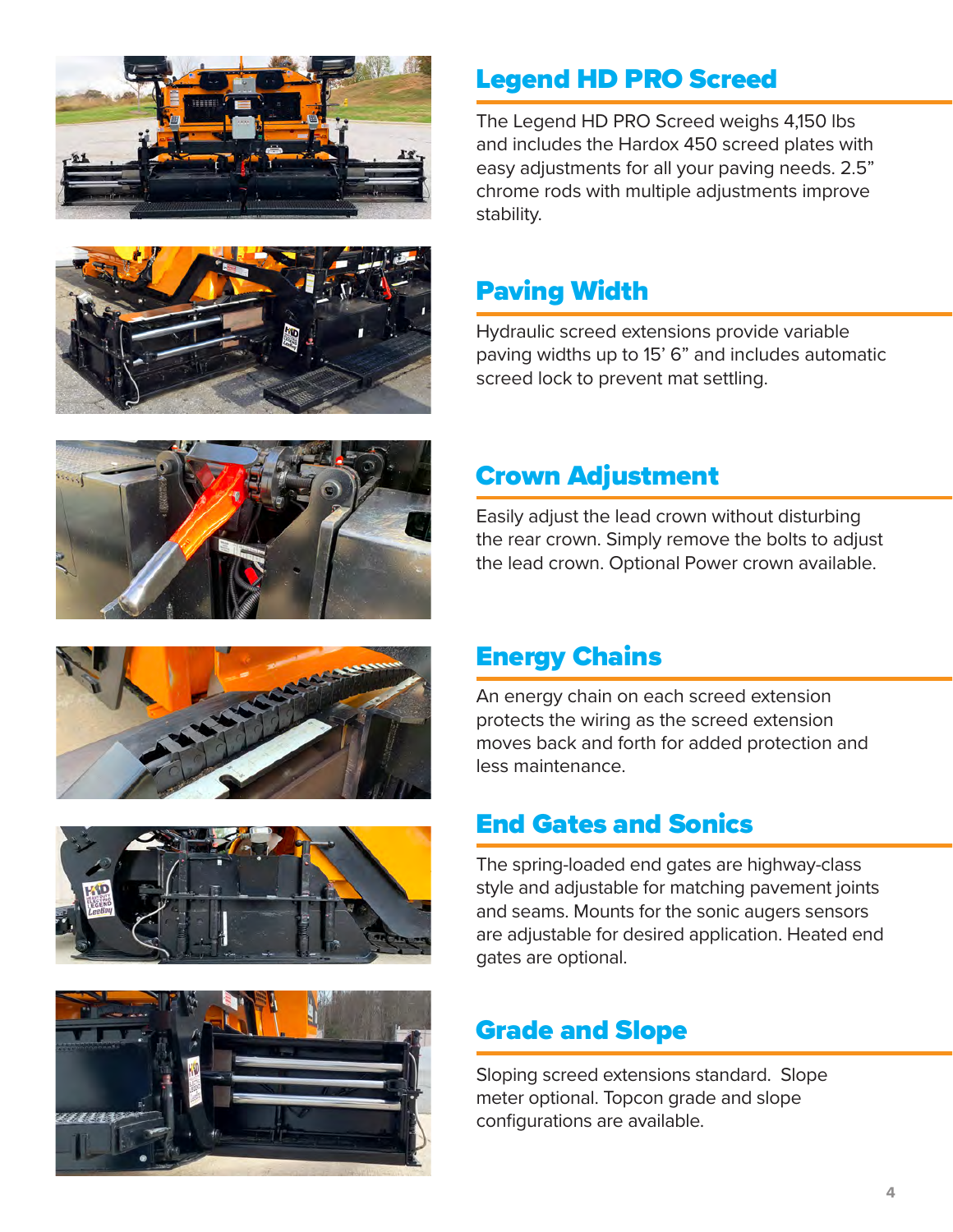## Legend HD PRO Screed

The Legend HD PRO Screed weighs 4,150 lbs and includes the Hardox 450 screed plates with easy adjustments for all your paving needs. 2.5" chrome rods with multiple adjustments improve stability.

## Paving Width

Hydraulic screed extensions provide variable paving widths up to 15' 6" and includes automatic screed lock to prevent mat settling.

## Crown Adjustment

Easily adjust the lead crown without disturbing the rear crown. Simply remove the bolts to adjust the lead crown. Optional Power crown available.

## Energy Chains

An energy chain on each screed extension protects the wiring as the screed extension moves back and forth for added protection and less maintenance.

## End Gates and Sonics

The spring-loaded end gates are highway-class style and adjustable for matching pavement joints and seams. Mounts for the sonic augers sensors are adjustable for desired application. Heated end gates are optional.

## Grade and Slope

Sloping screed extensions standard. Slope meter optional. Topcon grade and slope configurations are available.